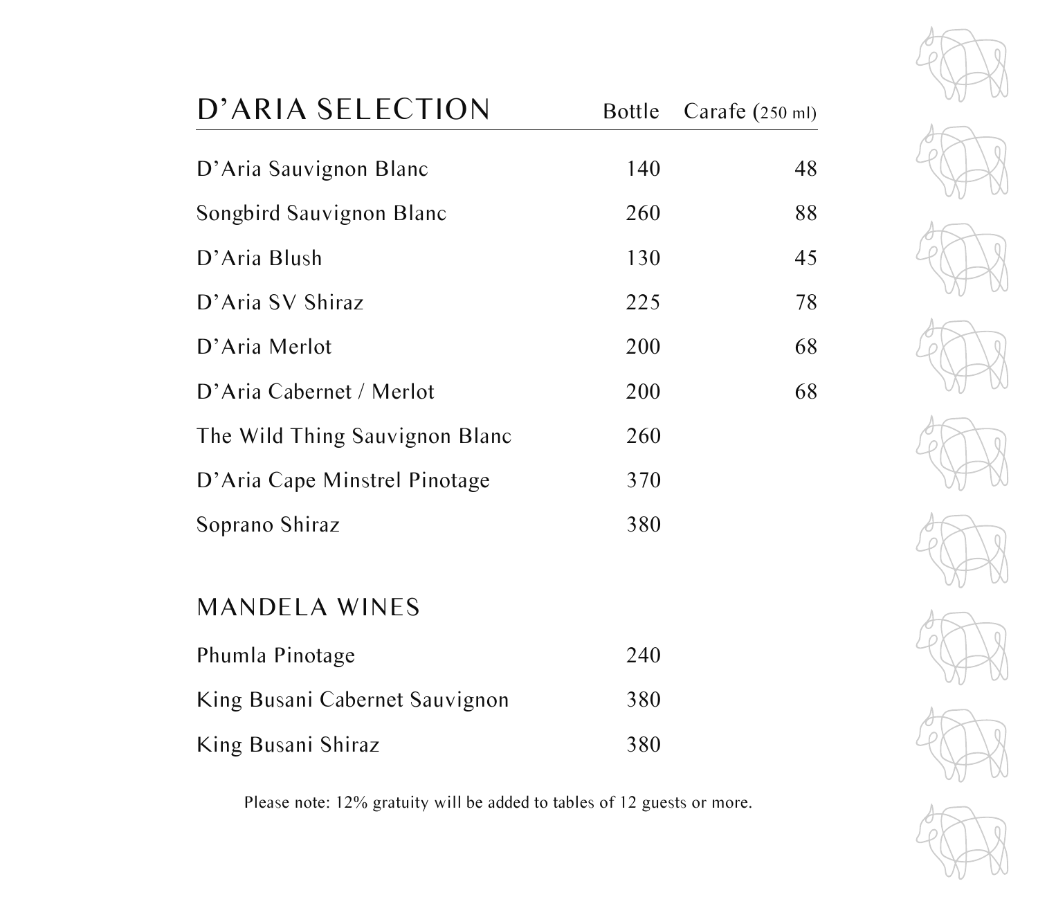## D'ARIA SELECTION

| | Bottle | Carafe (250 ml) |
|---|---|---|
| D'Aria Sauvignon Blanc | 140 | 48 |
| Songbird Sauvignon Blanc | 260 | 88 |
| D'Aria Blush | 130 | 45 |
| D'Aria SV Shiraz | 225 | 78 |
| D'Aria Merlot | 200 | 68 |
| D'Aria Cabernet / Merlot | 200 | 68 |
| The Wild Thing Sauvignon Blanc | 260 | |
| D'Aria Cape Minstrel Pinotage | 370 | |
| Soprano Shiraz | 380 | |

## MANDELA WINES

| | Bottle |
|---|---|
| Phumla Pinotage | 240 |
| King Busani Cabernet Sauvignon | 380 |
| King Busani Shiraz | 380 |

Please note: 12% gratuity will be added to tables of 12 guests or more.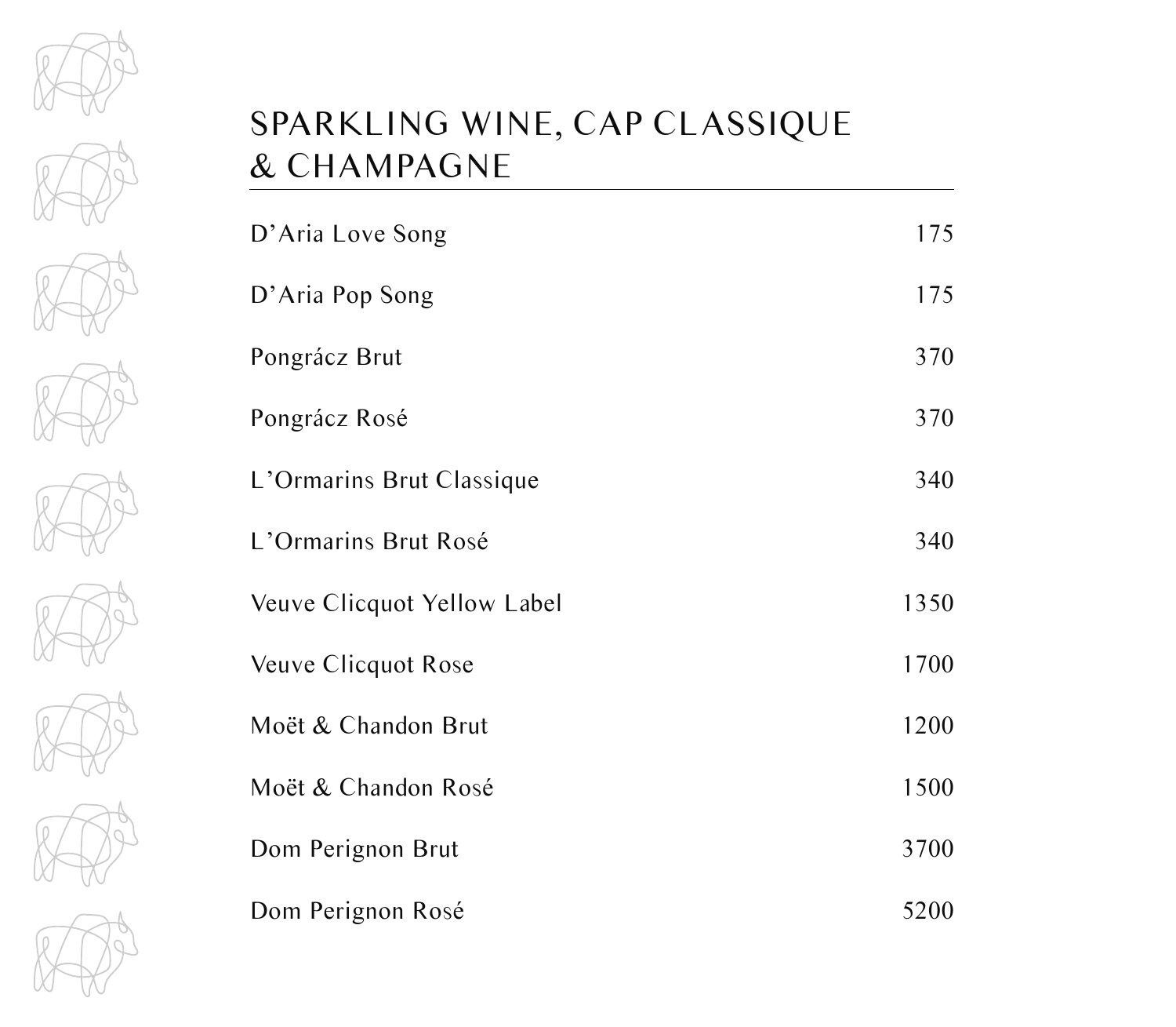# SPARKLING WINE, CAP CLASSIQUE & CHAMPAGNE

| | |
|---|---|
| D'Aria Love Song | 175 |
| D'Aria Pop Song | 175 |
| Pongrácz Brut | 370 |
| Pongrácz Rosé | 370 |
| L'Ormarins Brut Classique | 340 |
| L'Ormarins Brut Rosé | 340 |
| Veuve Clicquot Yellow Label | 1350 |
| Veuve Clicquot Rose | 1700 |
| Moët & Chandon Brut | 1200 |
| Moët & Chandon Rosé | 1500 |
| Dom Perignon Brut | 3700 |
| Dom Perignon Rosé | 5200 |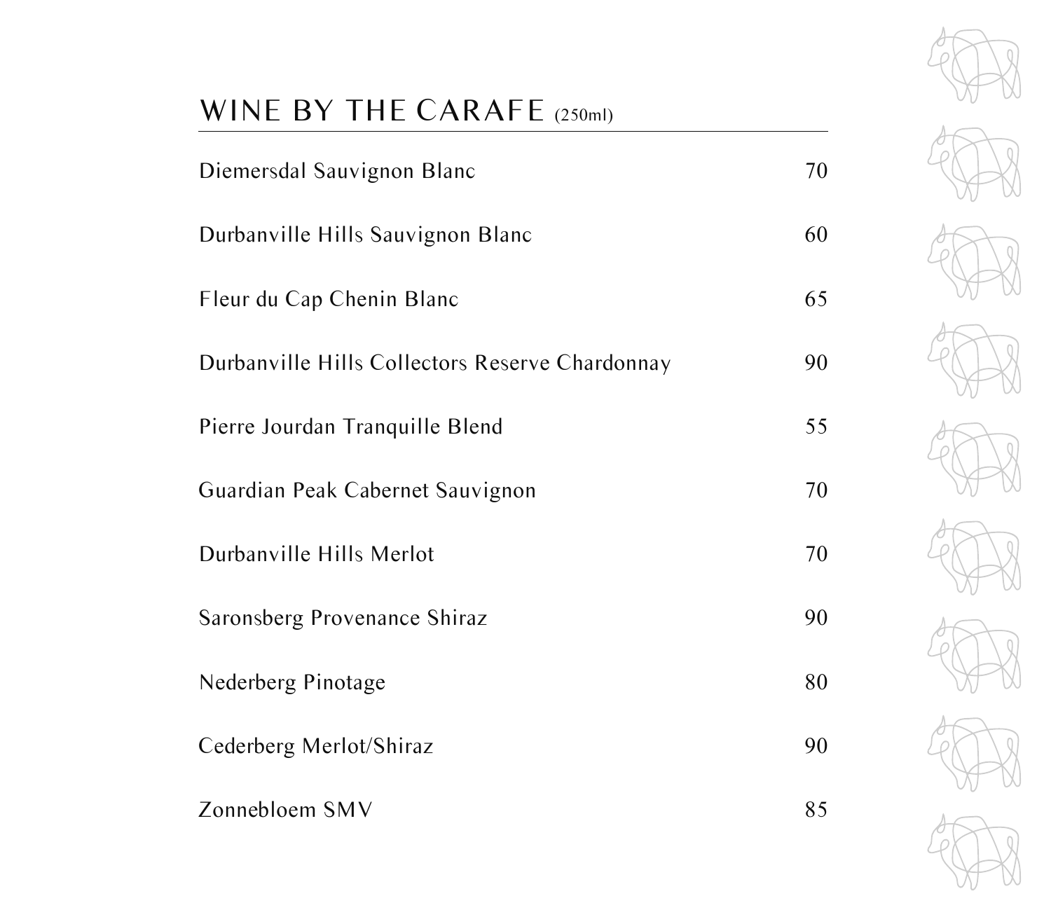## WINE BY THE CARAFE (250ml)

| Wine | Price |
|---|---|
| Diemersdal Sauvignon Blanc | 70 |
| Durbanville Hills Sauvignon Blanc | 60 |
| Fleur du Cap Chenin Blanc | 65 |
| Durbanville Hills Collectors Reserve Chardonnay | 90 |
| Pierre Jourdan Tranquille Blend | 55 |
| Guardian Peak Cabernet Sauvignon | 70 |
| Durbanville Hills Merlot | 70 |
| Saronsberg Provenance Shiraz | 90 |
| Nederberg Pinotage | 80 |
| Cederberg Merlot/Shiraz | 90 |
| Zonnebloem SMV | 85 |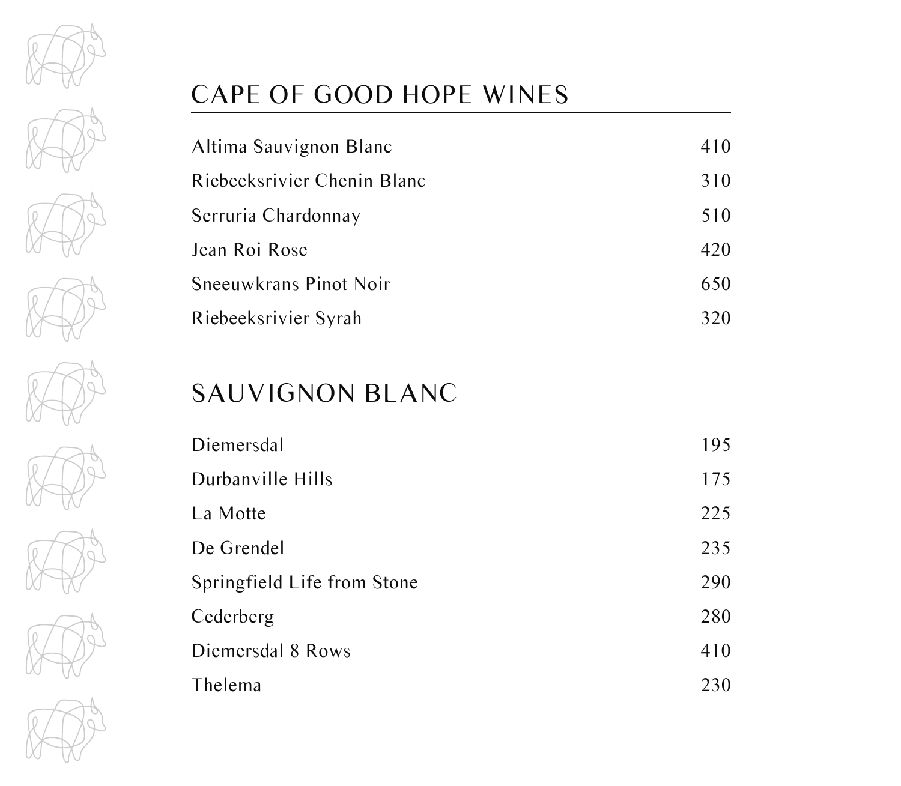## CAPE OF GOOD HOPE WINES

| | |
|---|---|
| Altima Sauvignon Blanc | 410 |
| Riebeeksrivier Chenin Blanc | 310 |
| Serruria Chardonnay | 510 |
| Jean Roi Rose | 420 |
| Sneeuwkrans Pinot Noir | 650 |
| Riebeeksrivier Syrah | 320 |

## SAUVIGNON BLANC

| | |
|---|---|
| Diemersdal | 195 |
| Durbanville Hills | 175 |
| La Motte | 225 |
| De Grendel | 235 |
| Springfield Life from Stone | 290 |
| Cederberg | 280 |
| Diemersdal 8 Rows | 410 |
| Thelema | 230 |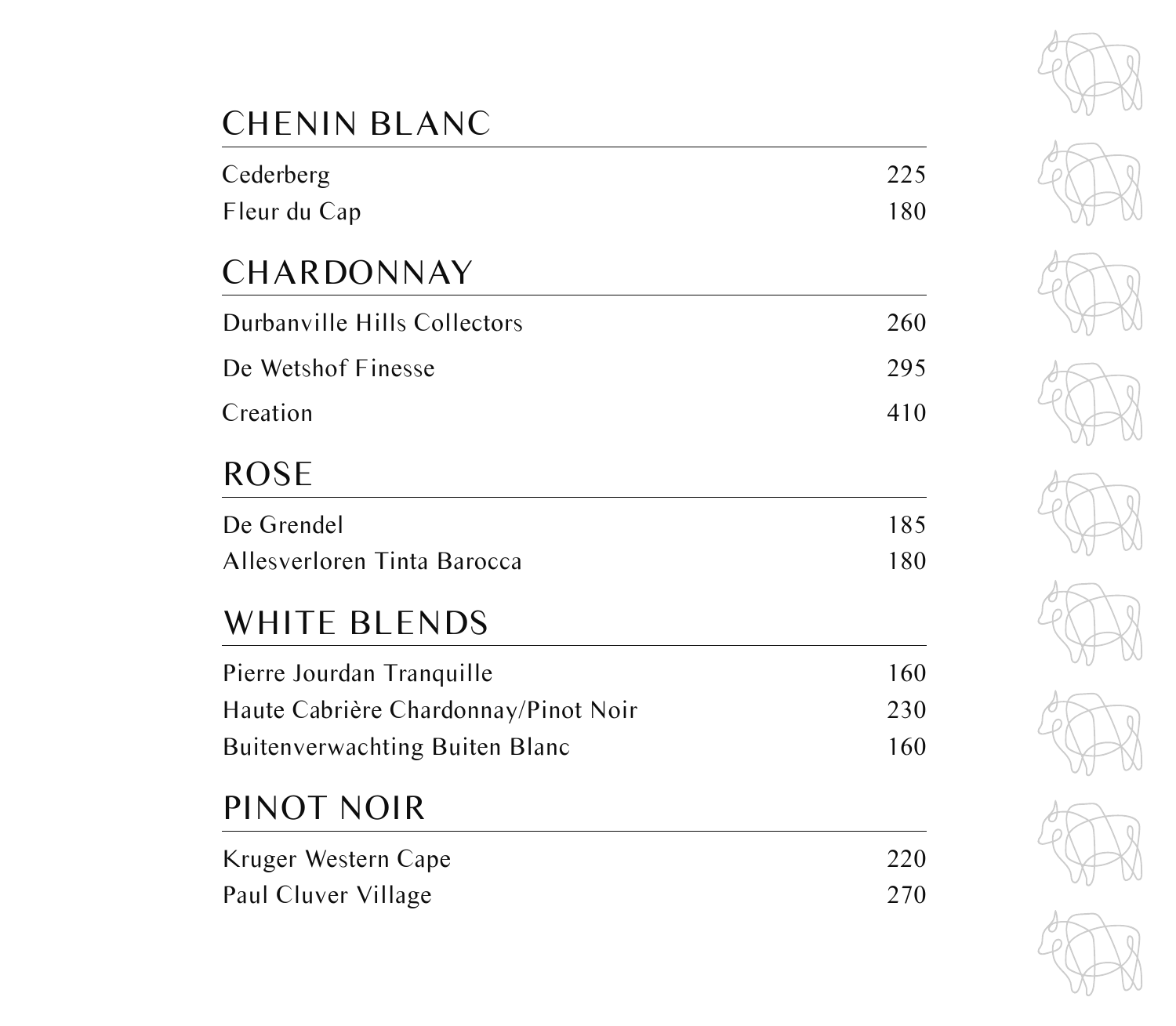## CHENIN BLANC

| | |
|---|---|
| Cederberg | 225 |
| Fleur du Cap | 180 |

## CHARDONNAY

| | |
|---|---|
| Durbanville Hills Collectors | 260 |
| De Wetshof Finesse | 295 |
| Creation | 410 |

## ROSE

| | |
|---|---|
| De Grendel | 185 |
| Allesverloren Tinta Barocca | 180 |

## WHITE BLENDS

| | |
|---|---|
| Pierre Jourdan Tranquille | 160 |
| Haute Cabrière Chardonnay/Pinot Noir | 230 |
| Buitenverwachting Buiten Blanc | 160 |

## PINOT NOIR

| | |
|---|---|
| Kruger Western Cape | 220 |
| Paul Cluver Village | 270 |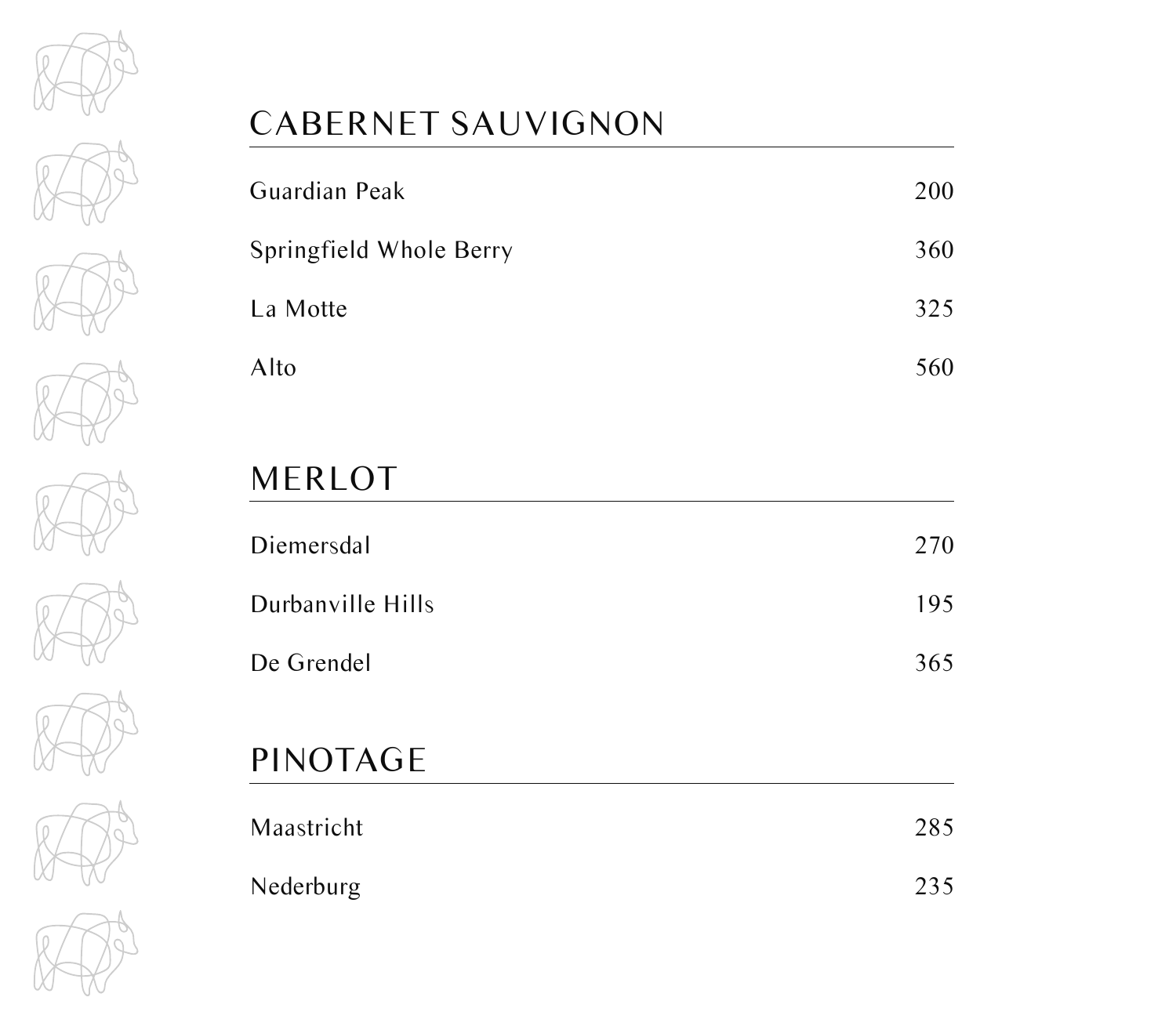## CABERNET SAUVIGNON

| | |
|---|---|
| Guardian Peak | 200 |
| Springfield Whole Berry | 360 |
| La Motte | 325 |
| Alto | 560 |

## MERLOT

| | |
|---|---|
| Diemersdal | 270 |
| Durbanville Hills | 195 |
| De Grendel | 365 |

## PINOTAGE

| | |
|---|---|
| Maastricht | 285 |
| Nederburg | 235 |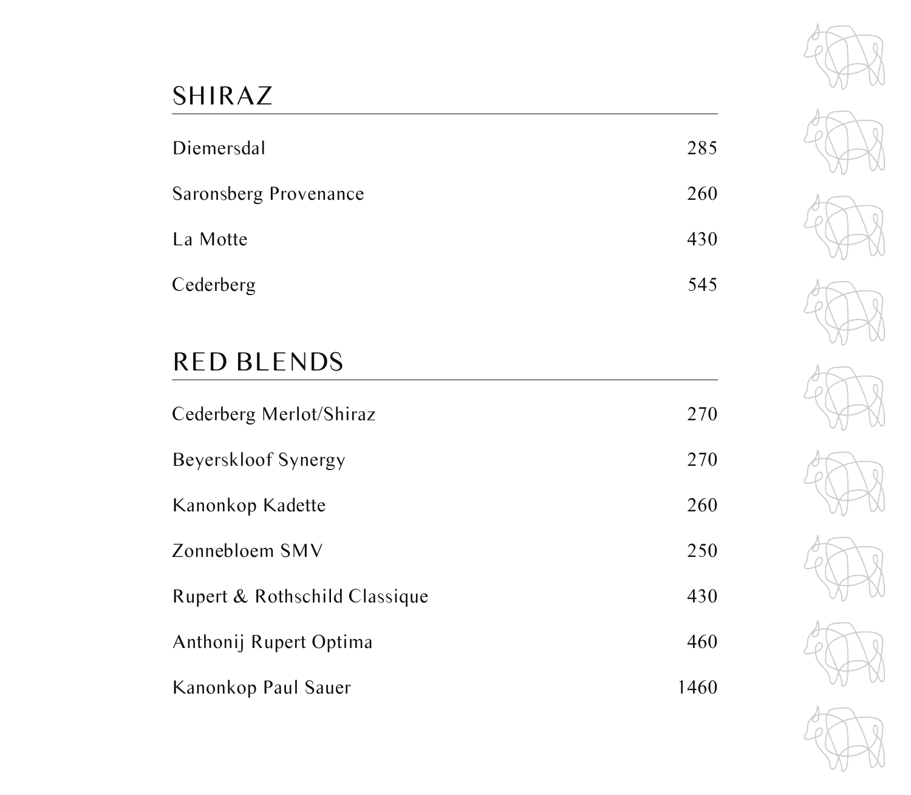## SHIRAZ

| | |
|---|---|
| Diemersdal | 285 |
| Saronsberg Provenance | 260 |
| La Motte | 430 |
| Cederberg | 545 |

## RED BLENDS

| | |
|---|---|
| Cederberg Merlot/Shiraz | 270 |
| Beyerskloof Synergy | 270 |
| Kanonkop Kadette | 260 |
| Zonnebloem SMV | 250 |
| Rupert & Rothschild Classique | 430 |
| Anthonij Rupert Optima | 460 |
| Kanonkop Paul Sauer | 1460 |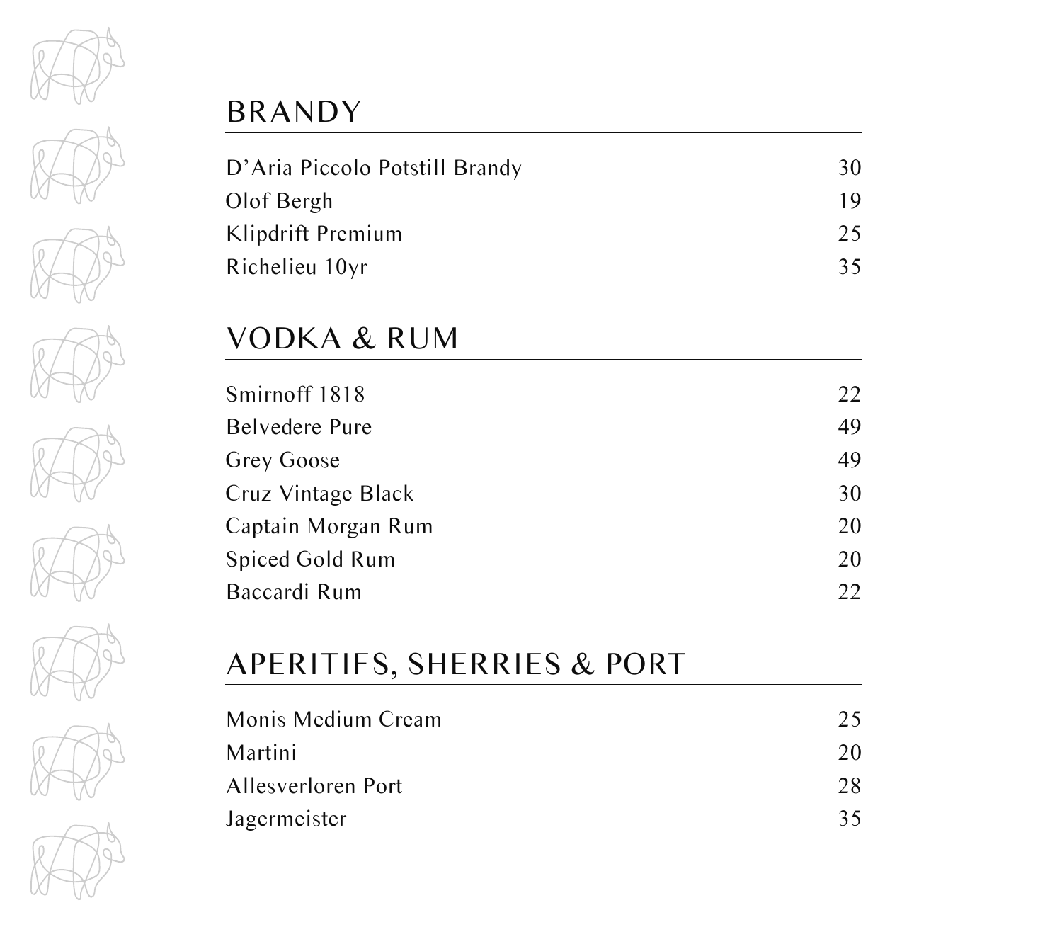## BRANDY

| | |
|---|---|
| D'Aria Piccolo Potstill Brandy | 30 |
| Olof Bergh | 19 |
| Klipdrift Premium | 25 |
| Richelieu 10yr | 35 |

## VODKA & RUM

| | |
|---|---|
| Smirnoff 1818 | 22 |
| Belvedere Pure | 49 |
| Grey Goose | 49 |
| Cruz Vintage Black | 30 |
| Captain Morgan Rum | 20 |
| Spiced Gold Rum | 20 |
| Baccardi Rum | 22 |

## APERITIFS, SHERRIES & PORT

| | |
|---|---|
| Monis Medium Cream | 25 |
| Martini | 20 |
| Allesverloren Port | 28 |
| Jagermeister | 35 |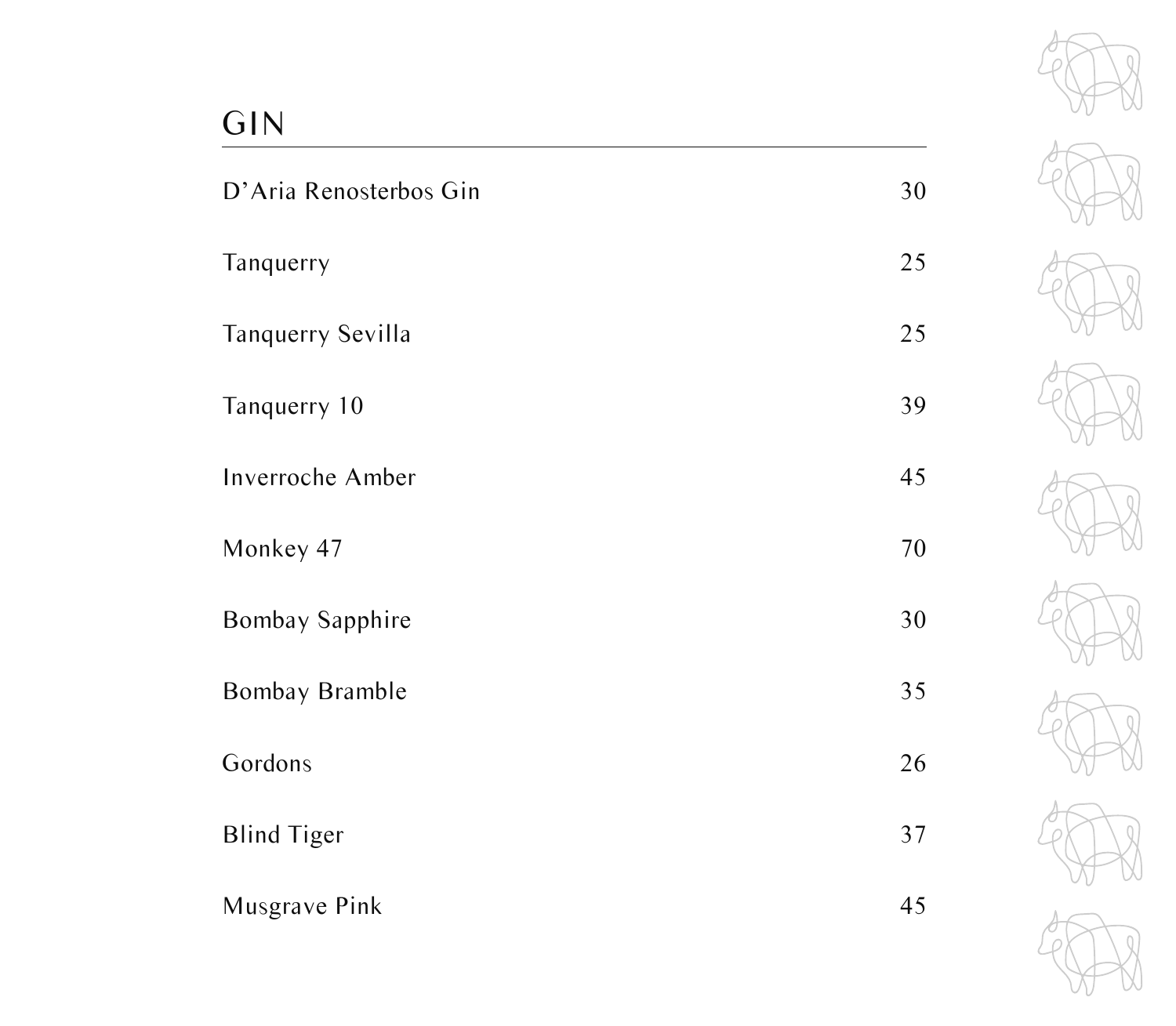## GIN

| Item | Price |
|---|---|
| D'Aria Renosterbos Gin | 30 |
| Tanquerry | 25 |
| Tanquerry Sevilla | 25 |
| Tanquerry 10 | 39 |
| Inverroche Amber | 45 |
| Monkey 47 | 70 |
| Bombay Sapphire | 30 |
| Bombay Bramble | 35 |
| Gordons | 26 |
| Blind Tiger | 37 |
| Musgrave Pink | 45 |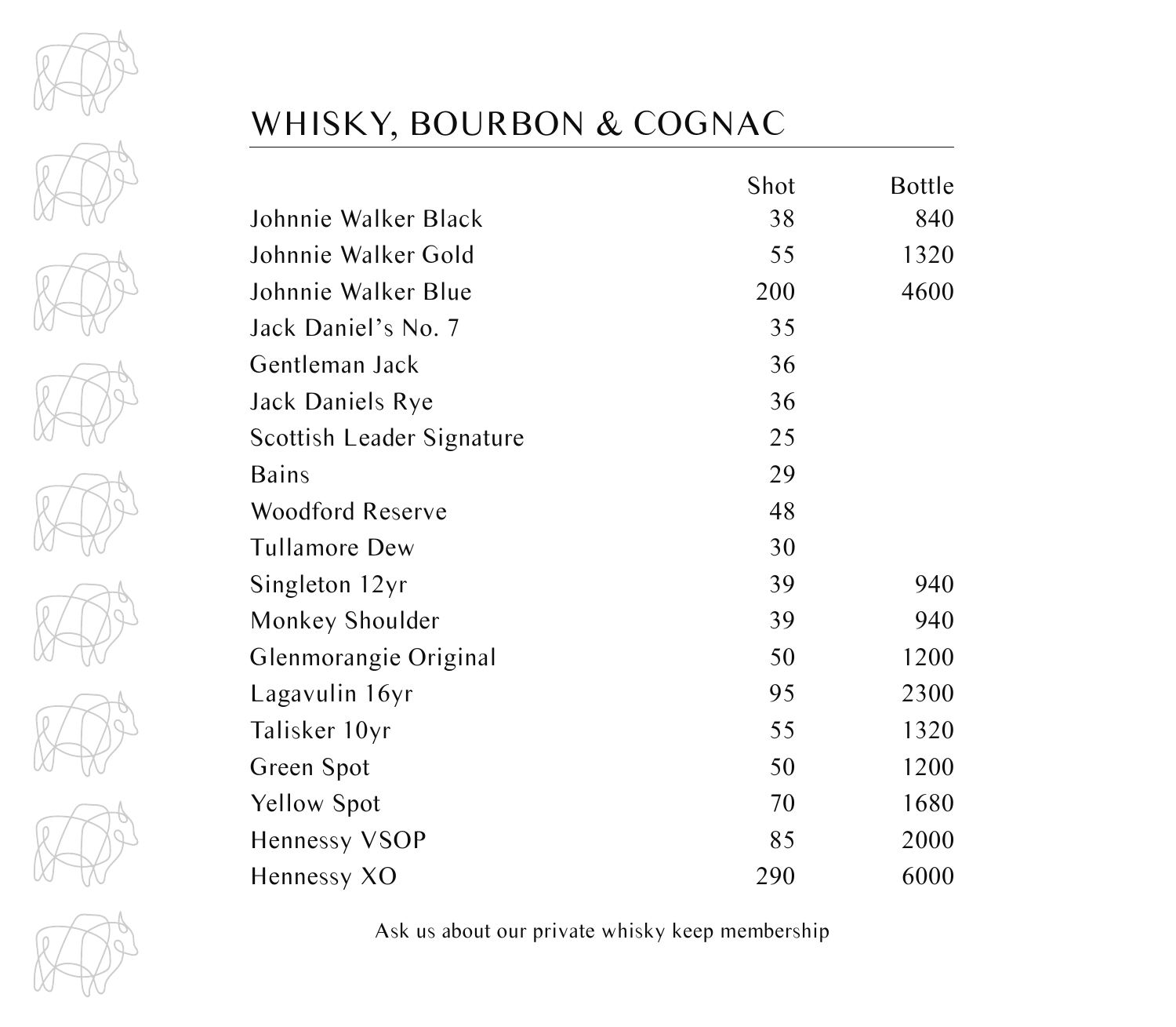# WHISKY, BOURBON & COGNAC

| | Shot | Bottle |
|---|---|---|
| Johnnie Walker Black | 38 | 840 |
| Johnnie Walker Gold | 55 | 1320 |
| Johnnie Walker Blue | 200 | 4600 |
| Jack Daniel's No. 7 | 35 | |
| Gentleman Jack | 36 | |
| Jack Daniels Rye | 36 | |
| Scottish Leader Signature | 25 | |
| Bains | 29 | |
| Woodford Reserve | 48 | |
| Tullamore Dew | 30 | |
| Singleton 12yr | 39 | 940 |
| Monkey Shoulder | 39 | 940 |
| Glenmorangie Original | 50 | 1200 |
| Lagavulin 16yr | 95 | 2300 |
| Talisker 10yr | 55 | 1320 |
| Green Spot | 50 | 1200 |
| Yellow Spot | 70 | 1680 |
| Hennessy VSOP | 85 | 2000 |
| Hennessy XO | 290 | 6000 |

Ask us about our private whisky keep membership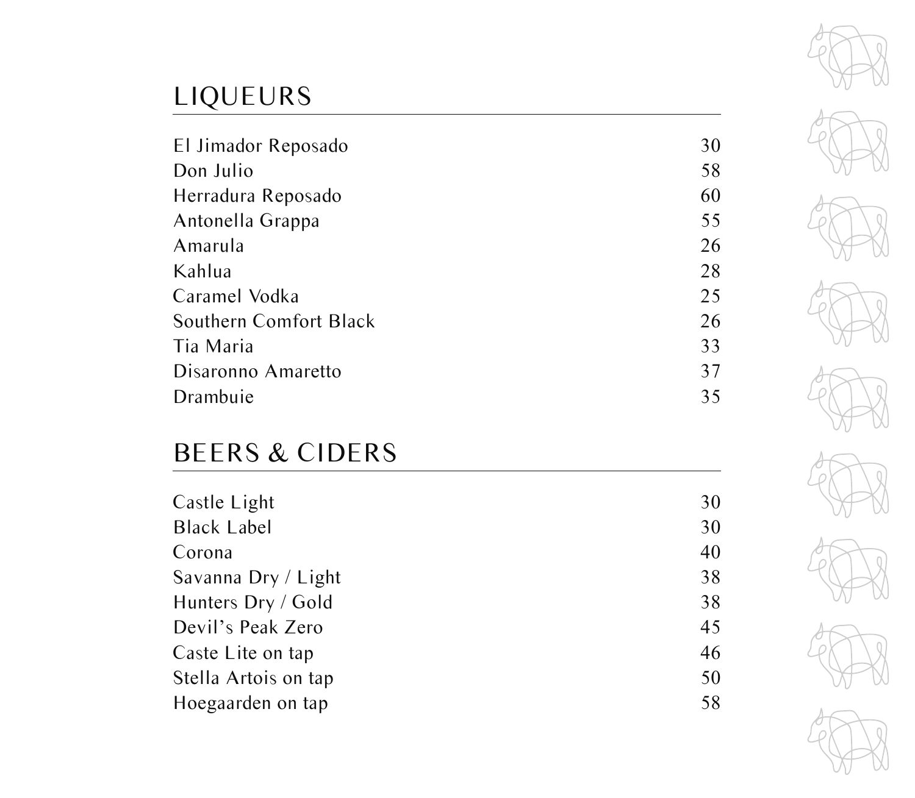## LIQUEURS

| | |
|---|---|
| El Jimador Reposado | 30 |
| Don Julio | 58 |
| Herradura Reposado | 60 |
| Antonella Grappa | 55 |
| Amarula | 26 |
| Kahlua | 28 |
| Caramel Vodka | 25 |
| Southern Comfort Black | 26 |
| Tia Maria | 33 |
| Disaronno Amaretto | 37 |
| Drambuie | 35 |

## BEERS & CIDERS

| | |
|---|---|
| Castle Light | 30 |
| Black Label | 30 |
| Corona | 40 |
| Savanna Dry / Light | 38 |
| Hunters Dry / Gold | 38 |
| Devil's Peak Zero | 45 |
| Caste Lite on tap | 46 |
| Stella Artois on tap | 50 |
| Hoegaarden on tap | 58 |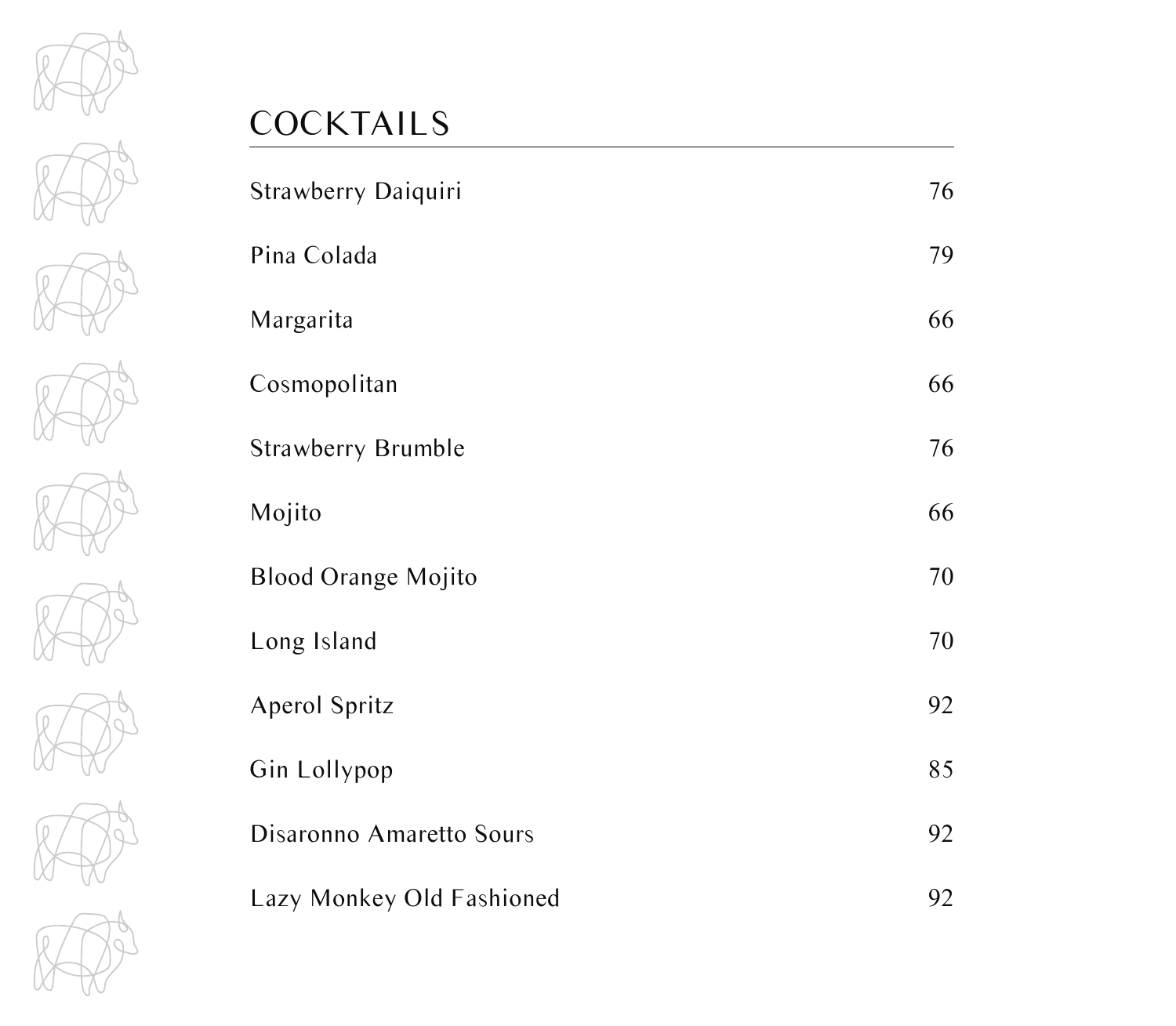# COCKTAILS

| | |
|---|---|
| Strawberry Daiquiri | 76 |
| Pina Colada | 79 |
| Margarita | 66 |
| Cosmopolitan | 66 |
| Strawberry Brumble | 76 |
| Mojito | 66 |
| Blood Orange Mojito | 70 |
| Long Island | 70 |
| Aperol Spritz | 92 |
| Gin Lollypop | 85 |
| Disaronno Amaretto Sours | 92 |
| Lazy Monkey Old Fashioned | 92 |